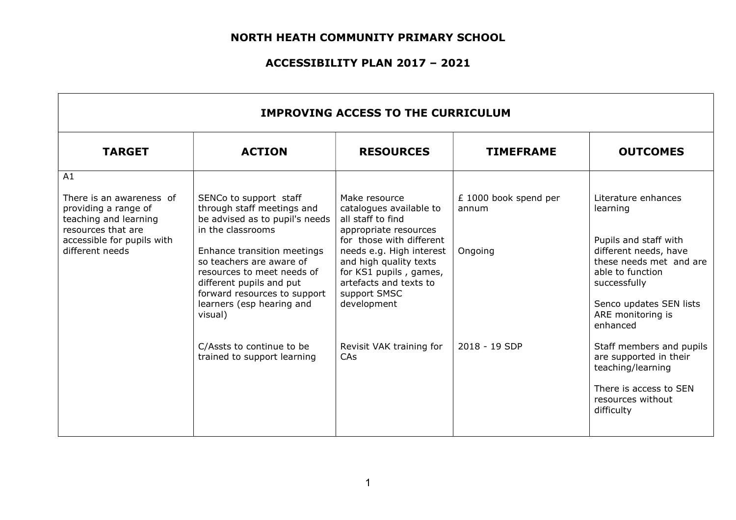# NORTH HEATH COMMUNITY PRIMARY SCHOOL

## ACCESSIBILITY PLAN 2017 – 2021

| IMPROVING ACCESS TO THE CURRICULUM | | | | |
|---|---|---|---|---|
| **TARGET** | **ACTION** | **RESOURCES** | **TIMEFRAME** | **OUTCOMES** |
| A1<br><br>There is an awareness of providing a range of teaching and learning resources that are accessible for pupils with different needs | SENCo to support staff through staff meetings and be advised as to pupil's needs in the classrooms<br><br>Enhance transition meetings so teachers are aware of resources to meet needs of different pupils and put forward resources to support learners (esp hearing and visual)<br><br>C/Assts to continue to be trained to support learning | Make resource catalogues available to all staff to find appropriate resources for those with different needs e.g. High interest and high quality texts for KS1 pupils , games, artefacts and texts to support SMSC development<br><br>Revisit VAK training for CAs | £ 1000 book spend per annum<br><br>Ongoing<br><br>2018 - 19 SDP | Literature enhances learning<br><br>Pupils and staff with different needs, have these needs met and are able to function successfully<br><br>Senco updates SEN lists ARE monitoring is enhanced<br><br>Staff members and pupils are supported in their teaching/learning<br><br>There is access to SEN resources without difficulty |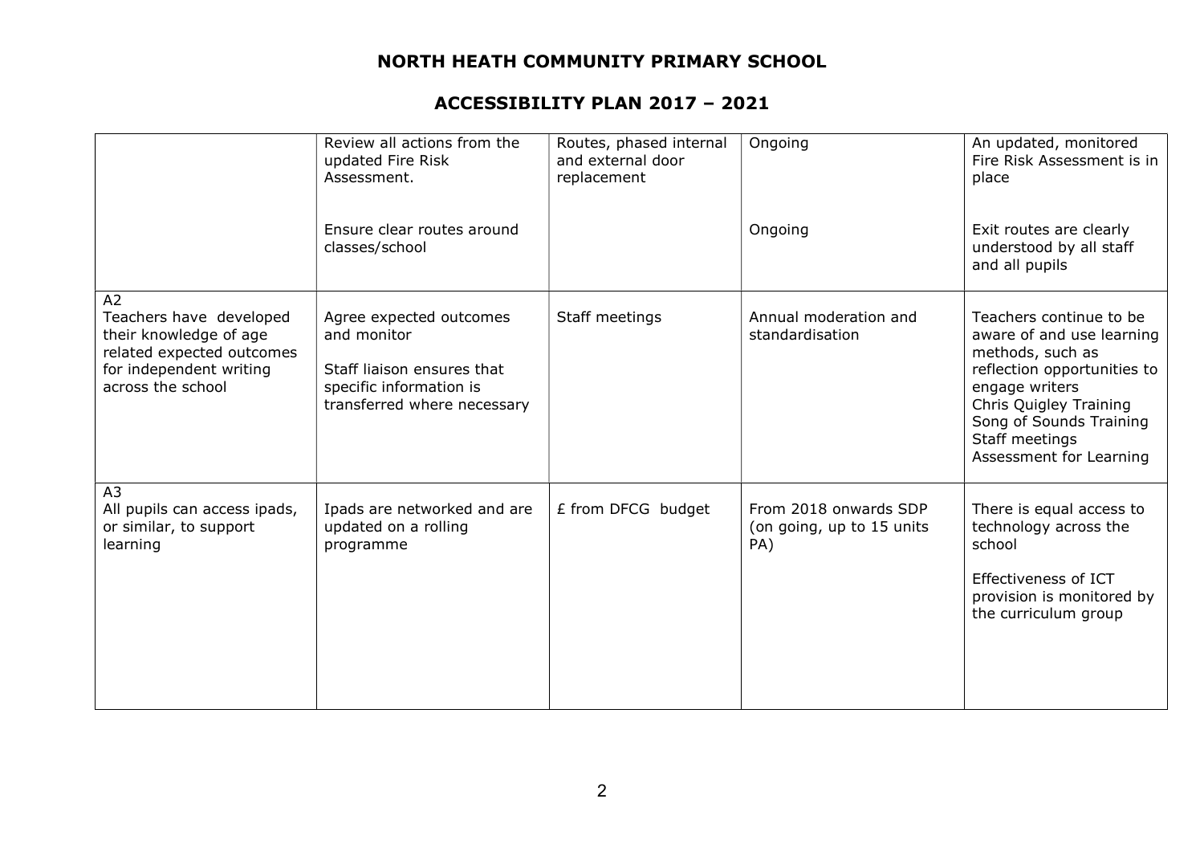# NORTH HEATH COMMUNITY PRIMARY SCHOOL

## ACCESSIBILITY PLAN 2017 – 2021

| | | | | |
|---|---|---|---|---|
| | Review all actions from the updated Fire Risk Assessment.<br><br>Ensure clear routes around classes/school | Routes, phased internal and external door replacement | Ongoing<br><br>Ongoing | An updated, monitored Fire Risk Assessment is in place<br><br>Exit routes are clearly understood by all staff and all pupils |
| A2<br>Teachers have developed their knowledge of age related expected outcomes for independent writing across the school | Agree expected outcomes and monitor<br>Staff liaison ensures that specific information is transferred where necessary | Staff meetings | Annual moderation and standardisation | Teachers continue to be aware of and use learning methods, such as reflection opportunities to engage writers<br>Chris Quigley Training<br>Song of Sounds Training<br>Staff meetings<br>Assessment for Learning |
| A3<br>All pupils can access ipads, or similar, to support learning | Ipads are networked and are updated on a rolling programme | £ from DFCG budget | From 2018 onwards SDP (on going, up to 15 units PA) | There is equal access to technology across the school<br><br>Effectiveness of ICT provision is monitored by the curriculum group |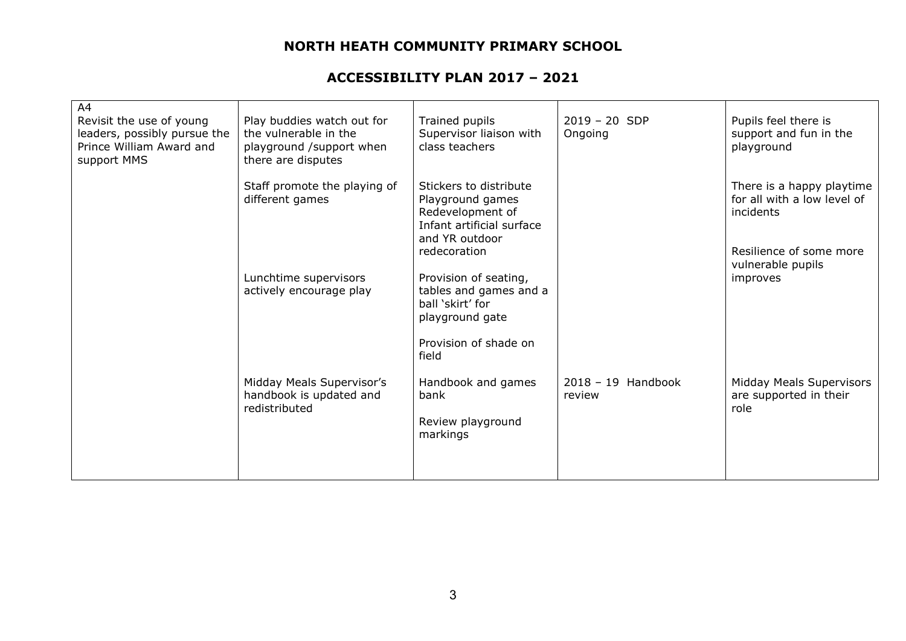# NORTH HEATH COMMUNITY PRIMARY SCHOOL

## ACCESSIBILITY PLAN 2017 – 2021

| | | | | |
|---|---|---|---|---|
| A4<br>Revisit the use of young leaders, possibly pursue the Prince William Award and support MMS | Play buddies watch out for the vulnerable in the playground /support when there are disputes<br><br>Staff promote the playing of different games<br><br>Lunchtime supervisors actively encourage play | Trained pupils<br>Supervisor liaison with class teachers<br><br>Stickers to distribute<br>Playground games<br>Redevelopment of Infant artificial surface and YR outdoor redecoration<br><br>Provision of seating, tables and games and a ball 'skirt' for playground gate<br><br>Provision of shade on field | 2019 – 20 SDP<br>Ongoing | Pupils feel there is support and fun in the playground<br><br>There is a happy playtime for all with a low level of incidents<br><br>Resilience of some more vulnerable pupils improves |
| | Midday Meals Supervisor's handbook is updated and redistributed | Handbook and games bank<br><br>Review playground markings | 2018 – 19 Handbook review | Midday Meals Supervisors are supported in their role |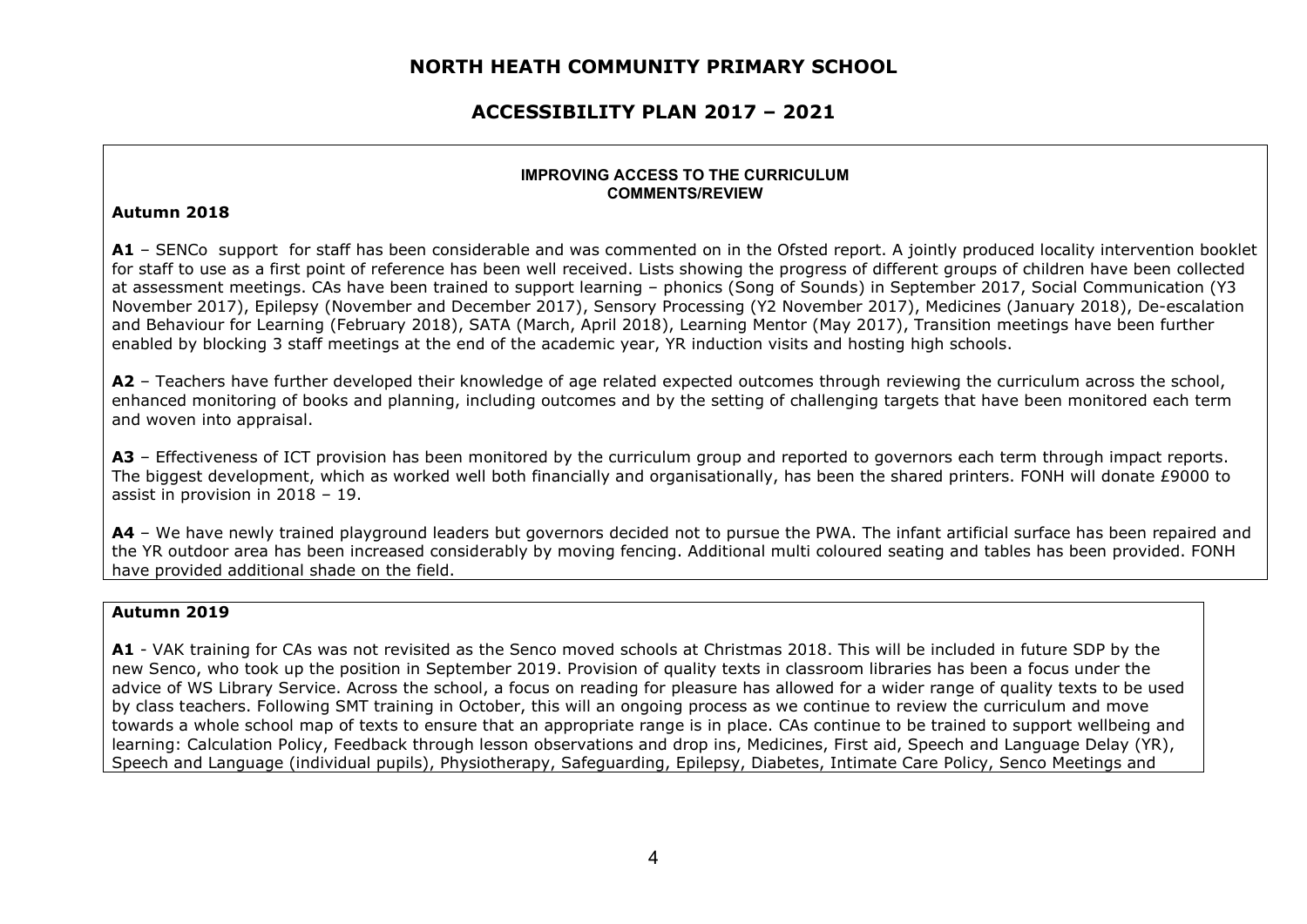# NORTH HEATH COMMUNITY PRIMARY SCHOOL

## ACCESSIBILITY PLAN 2017 – 2021

**IMPROVING ACCESS TO THE CURRICULUM**
**COMMENTS/REVIEW**

**Autumn 2018**

**A1** – SENCo support for staff has been considerable and was commented on in the Ofsted report. A jointly produced locality intervention booklet for staff to use as a first point of reference has been well received. Lists showing the progress of different groups of children have been collected at assessment meetings. CAs have been trained to support learning – phonics (Song of Sounds) in September 2017, Social Communication (Y3 November 2017), Epilepsy (November and December 2017), Sensory Processing (Y2 November 2017), Medicines (January 2018), De-escalation and Behaviour for Learning (February 2018), SATA (March, April 2018), Learning Mentor (May 2017), Transition meetings have been further enabled by blocking 3 staff meetings at the end of the academic year, YR induction visits and hosting high schools.

**A2** – Teachers have further developed their knowledge of age related expected outcomes through reviewing the curriculum across the school, enhanced monitoring of books and planning, including outcomes and by the setting of challenging targets that have been monitored each term and woven into appraisal.

**A3** – Effectiveness of ICT provision has been monitored by the curriculum group and reported to governors each term through impact reports. The biggest development, which as worked well both financially and organisationally, has been the shared printers. FONH will donate £9000 to assist in provision in 2018 – 19.

**A4** – We have newly trained playground leaders but governors decided not to pursue the PWA. The infant artificial surface has been repaired and the YR outdoor area has been increased considerably by moving fencing. Additional multi coloured seating and tables has been provided. FONH have provided additional shade on the field.

**Autumn 2019**

**A1** - VAK training for CAs was not revisited as the Senco moved schools at Christmas 2018. This will be included in future SDP by the new Senco, who took up the position in September 2019. Provision of quality texts in classroom libraries has been a focus under the advice of WS Library Service. Across the school, a focus on reading for pleasure has allowed for a wider range of quality texts to be used by class teachers. Following SMT training in October, this will an ongoing process as we continue to review the curriculum and move towards a whole school map of texts to ensure that an appropriate range is in place. CAs continue to be trained to support wellbeing and learning: Calculation Policy, Feedback through lesson observations and drop ins, Medicines, First aid, Speech and Language Delay (YR), Speech and Language (individual pupils), Physiotherapy, Safeguarding, Epilepsy, Diabetes, Intimate Care Policy, Senco Meetings and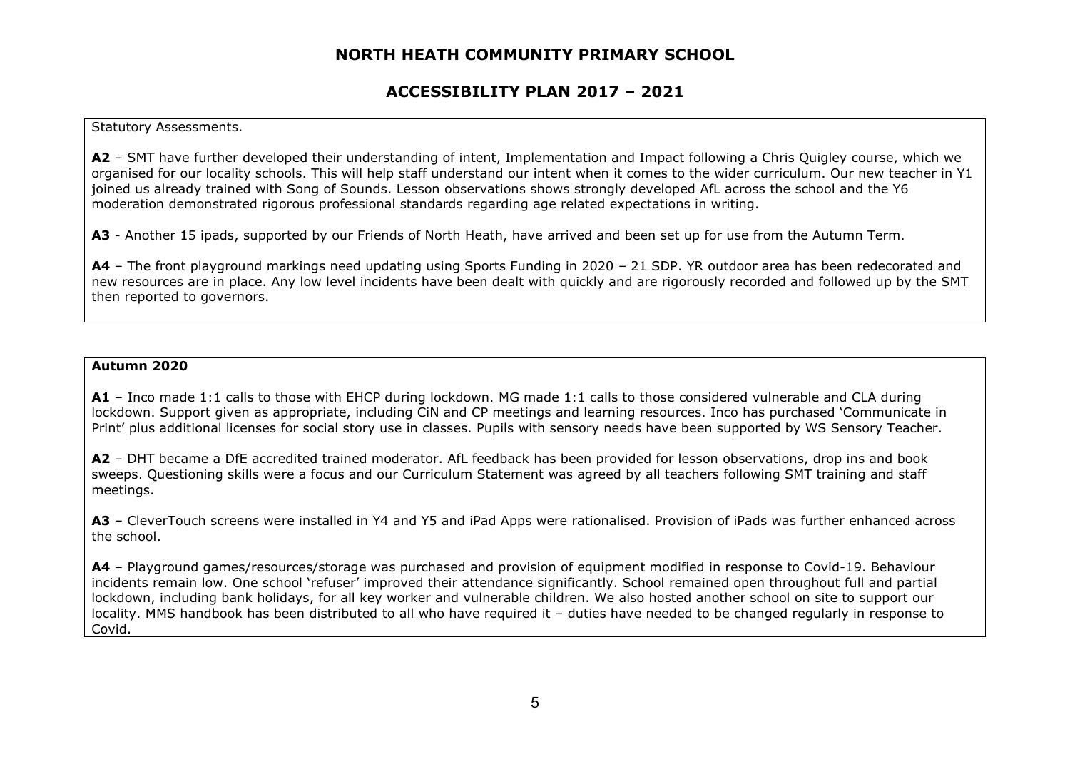Statutory Assessments.

**A2** – SMT have further developed their understanding of intent, Implementation and Impact following a Chris Quigley course, which we organised for our locality schools. This will help staff understand our intent when it comes to the wider curriculum. Our new teacher in Y1 joined us already trained with Song of Sounds. Lesson observations shows strongly developed AfL across the school and the Y6 moderation demonstrated rigorous professional standards regarding age related expectations in writing.

**A3** - Another 15 ipads, supported by our Friends of North Heath, have arrived and been set up for use from the Autumn Term.

**A4** – The front playground markings need updating using Sports Funding in 2020 – 21 SDP. YR outdoor area has been redecorated and new resources are in place. Any low level incidents have been dealt with quickly and are rigorously recorded and followed up by the SMT then reported to governors.

**Autumn 2020**

**A1** – Inco made 1:1 calls to those with EHCP during lockdown. MG made 1:1 calls to those considered vulnerable and CLA during lockdown. Support given as appropriate, including CiN and CP meetings and learning resources. Inco has purchased 'Communicate in Print' plus additional licenses for social story use in classes. Pupils with sensory needs have been supported by WS Sensory Teacher.

**A2** – DHT became a DfE accredited trained moderator. AfL feedback has been provided for lesson observations, drop ins and book sweeps. Questioning skills were a focus and our Curriculum Statement was agreed by all teachers following SMT training and staff meetings.

**A3** – CleverTouch screens were installed in Y4 and Y5 and iPad Apps were rationalised. Provision of iPads was further enhanced across the school.

**A4** – Playground games/resources/storage was purchased and provision of equipment modified in response to Covid-19. Behaviour incidents remain low. One school 'refuser' improved their attendance significantly. School remained open throughout full and partial lockdown, including bank holidays, for all key worker and vulnerable children. We also hosted another school on site to support our locality. MMS handbook has been distributed to all who have required it – duties have needed to be changed regularly in response to Covid.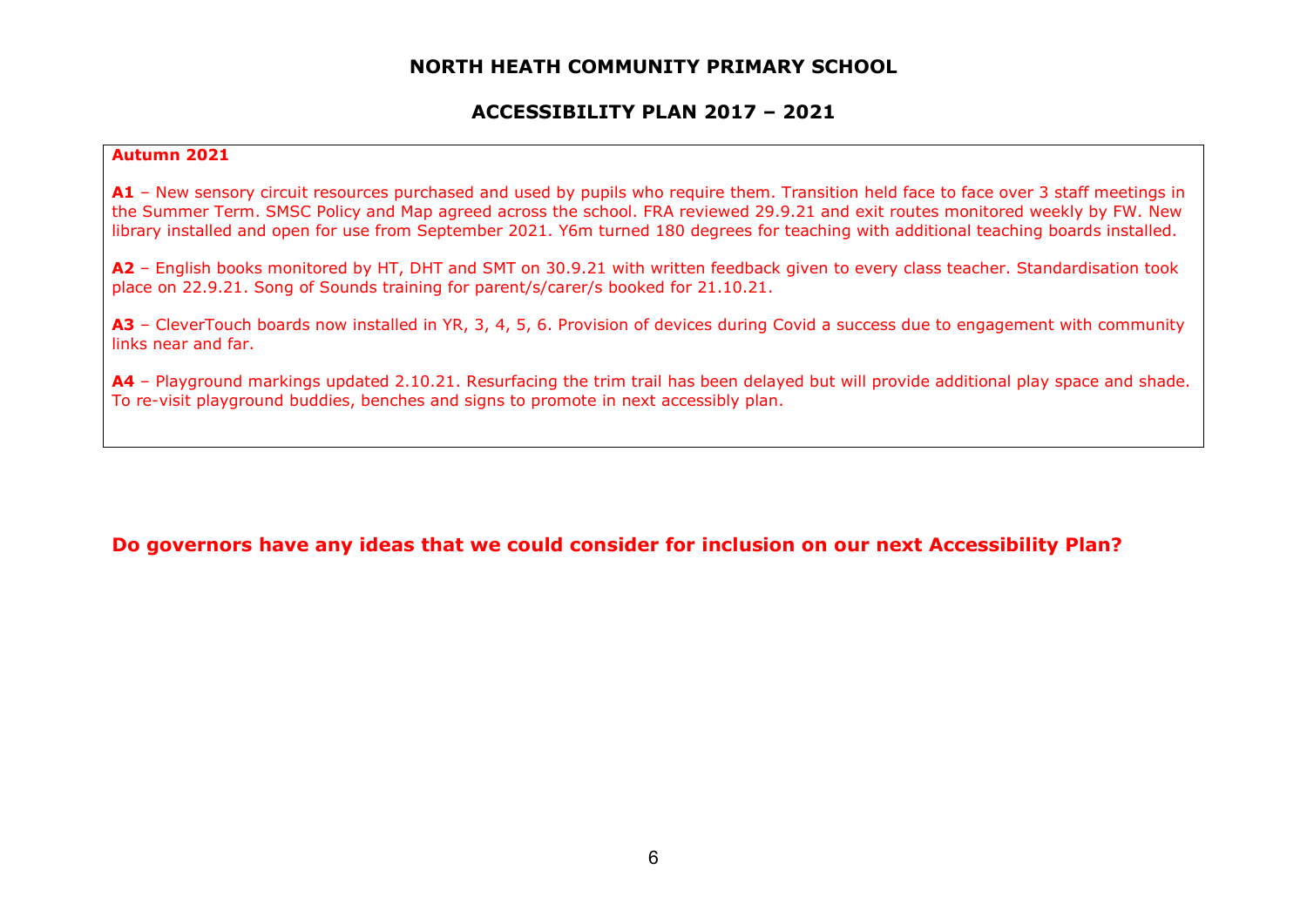# NORTH HEATH COMMUNITY PRIMARY SCHOOL

## ACCESSIBILITY PLAN 2017 – 2021

**Autumn 2021**

**A1** – New sensory circuit resources purchased and used by pupils who require them. Transition held face to face over 3 staff meetings in the Summer Term. SMSC Policy and Map agreed across the school. FRA reviewed 29.9.21 and exit routes monitored weekly by FW. New library installed and open for use from September 2021. Y6m turned 180 degrees for teaching with additional teaching boards installed.

**A2** – English books monitored by HT, DHT and SMT on 30.9.21 with written feedback given to every class teacher. Standardisation took place on 22.9.21. Song of Sounds training for parent/s/carer/s booked for 21.10.21.

**A3** – CleverTouch boards now installed in YR, 3, 4, 5, 6. Provision of devices during Covid a success due to engagement with community links near and far.

**A4** – Playground markings updated 2.10.21. Resurfacing the trim trail has been delayed but will provide additional play space and shade. To re-visit playground buddies, benches and signs to promote in next accessibly plan.

**Do governors have any ideas that we could consider for inclusion on our next Accessibility Plan?**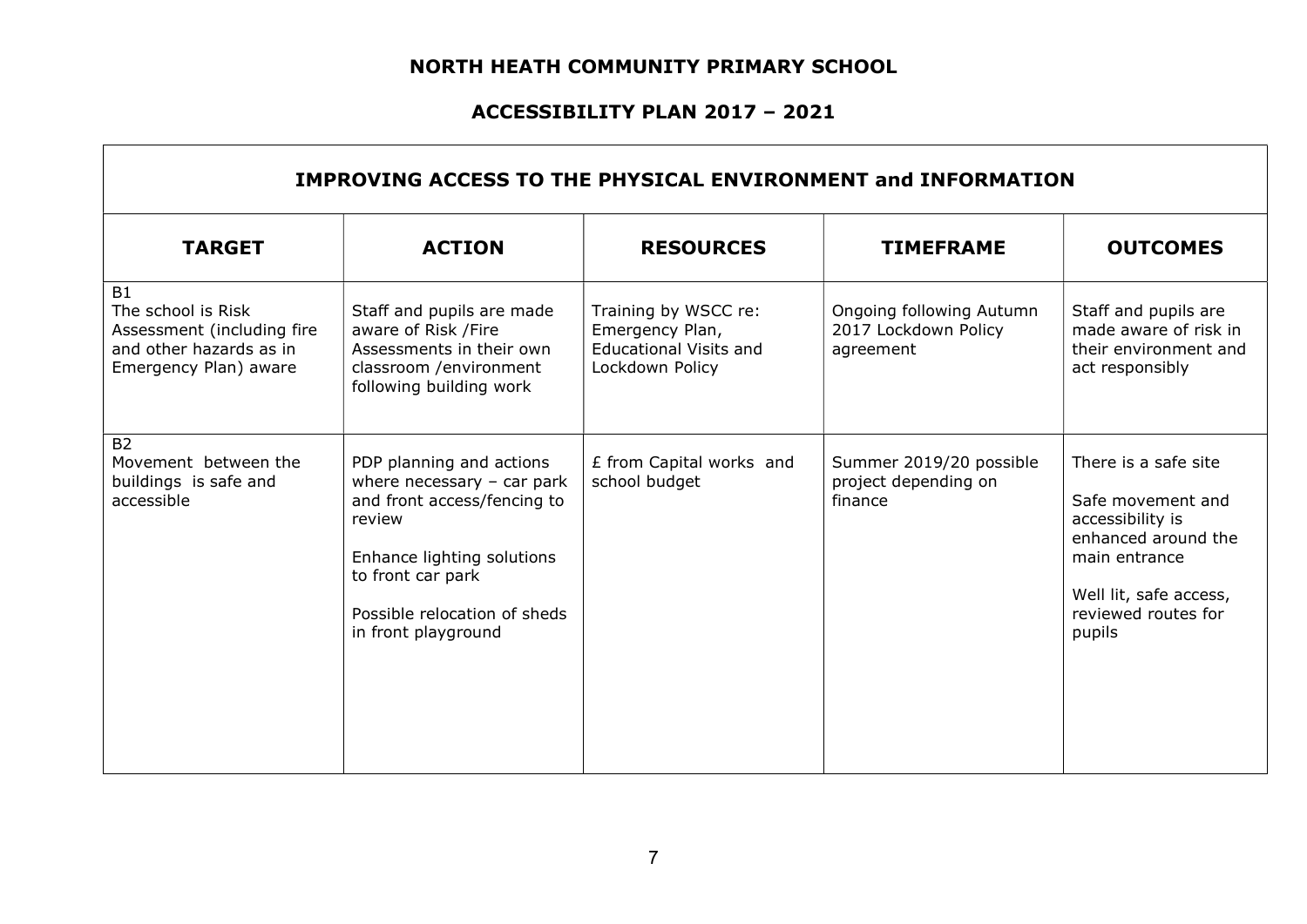# NORTH HEATH COMMUNITY PRIMARY SCHOOL

## ACCESSIBILITY PLAN 2017 – 2021

| IMPROVING ACCESS TO THE PHYSICAL ENVIRONMENT and INFORMATION | | | | |
|---|---|---|---|---|
| **TARGET** | **ACTION** | **RESOURCES** | **TIMEFRAME** | **OUTCOMES** |
| B1<br>The school is Risk Assessment (including fire and other hazards as in Emergency Plan) aware | Staff and pupils are made aware of Risk /Fire Assessments in their own classroom /environment following building work | Training by WSCC re: Emergency Plan, Educational Visits and Lockdown Policy | Ongoing following Autumn 2017 Lockdown Policy agreement | Staff and pupils are made aware of risk in their environment and act responsibly |
| B2<br>Movement between the buildings is safe and accessible | PDP planning and actions where necessary – car park and front access/fencing to review<br><br>Enhance lighting solutions to front car park<br><br>Possible relocation of sheds in front playground | £ from Capital works and school budget | Summer 2019/20 possible project depending on finance | There is a safe site<br><br>Safe movement and accessibility is enhanced around the main entrance<br><br>Well lit, safe access, reviewed routes for pupils |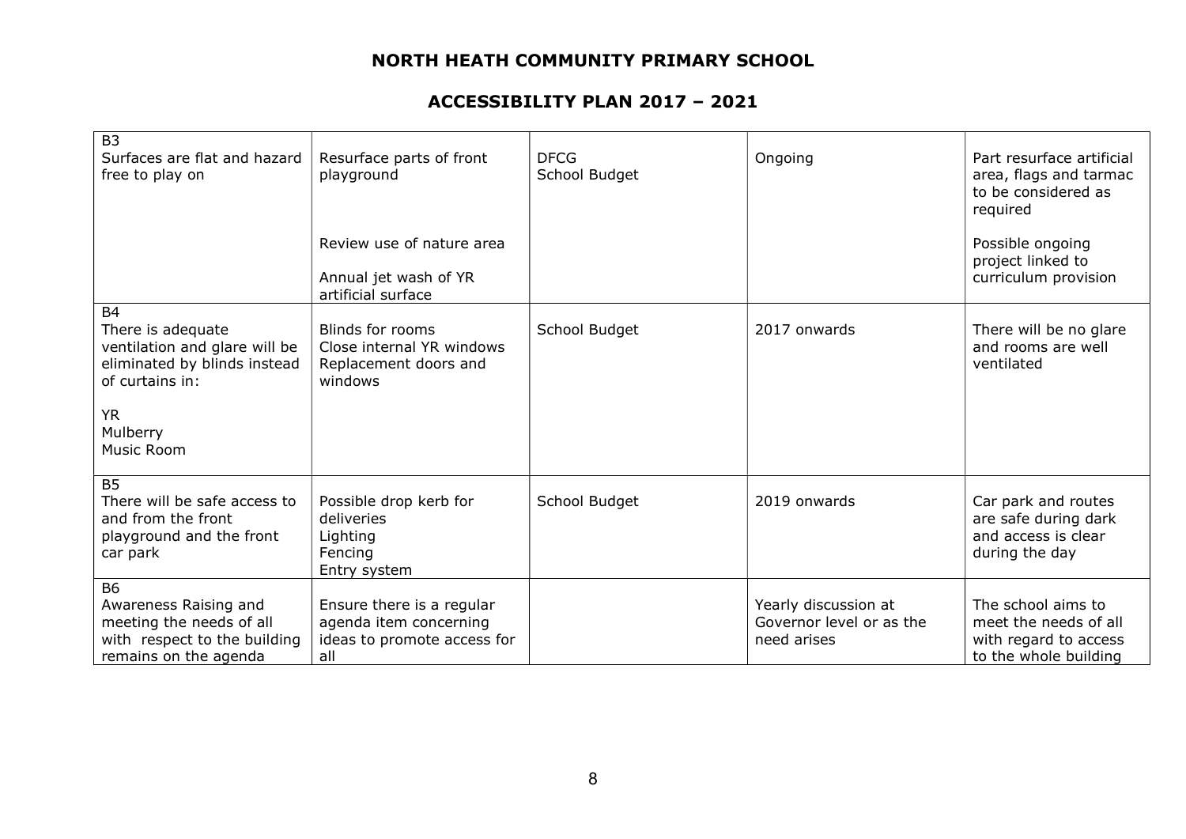# NORTH HEATH COMMUNITY PRIMARY SCHOOL

## ACCESSIBILITY PLAN 2017 – 2021

| | | | | |
|---|---|---|---|---|
| B3<br>Surfaces are flat and hazard free to play on | Resurface parts of front playground<br><br>Review use of nature area<br><br>Annual jet wash of YR artificial surface | DFCG<br>School Budget | Ongoing | Part resurface artificial area, flags and tarmac to be considered as required<br><br>Possible ongoing project linked to curriculum provision |
| B4<br>There is adequate ventilation and glare will be eliminated by blinds instead of curtains in:<br><br>YR<br>Mulberry<br>Music Room | Blinds for rooms<br>Close internal YR windows<br>Replacement doors and windows | School Budget | 2017 onwards | There will be no glare and rooms are well ventilated |
| B5<br>There will be safe access to and from the front playground and the front car park | Possible drop kerb for deliveries<br>Lighting<br>Fencing<br>Entry system | School Budget | 2019 onwards | Car park and routes are safe during dark and access is clear during the day |
| B6<br>Awareness Raising and meeting the needs of all with respect to the building remains on the agenda | Ensure there is a regular agenda item concerning ideas to promote access for all | | Yearly discussion at Governor level or as the need arises | The school aims to meet the needs of all with regard to access to the whole building |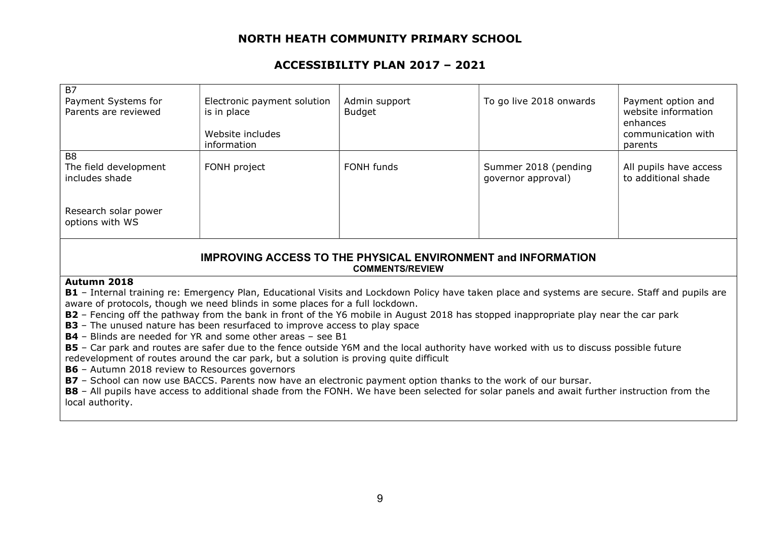# NORTH HEATH COMMUNITY PRIMARY SCHOOL

## ACCESSIBILITY PLAN 2017 – 2021

| | | | | |
|---|---|---|---|---|
| B7<br>Payment Systems for Parents are reviewed | Electronic payment solution is in place<br><br>Website includes information | Admin support<br>Budget | To go live 2018 onwards | Payment option and website information enhances communication with parents |
| B8<br>The field development includes shade<br><br>Research solar power options with WS | FONH project | FONH funds | Summer 2018 (pending governor approval) | All pupils have access to additional shade |

### IMPROVING ACCESS TO THE PHYSICAL ENVIRONMENT and INFORMATION

**COMMENTS/REVIEW**

**Autumn 2018**

**B1** – Internal training re: Emergency Plan, Educational Visits and Lockdown Policy have taken place and systems are secure. Staff and pupils are aware of protocols, though we need blinds in some places for a full lockdown.

**B2** – Fencing off the pathway from the bank in front of the Y6 mobile in August 2018 has stopped inappropriate play near the car park

**B3** – The unused nature has been resurfaced to improve access to play space

**B4** – Blinds are needed for YR and some other areas – see B1

**B5** – Car park and routes are safer due to the fence outside Y6M and the local authority have worked with us to discuss possible future redevelopment of routes around the car park, but a solution is proving quite difficult

**B6** – Autumn 2018 review to Resources governors

**B7** – School can now use BACCS. Parents now have an electronic payment option thanks to the work of our bursar.

**B8** – All pupils have access to additional shade from the FONH. We have been selected for solar panels and await further instruction from the local authority.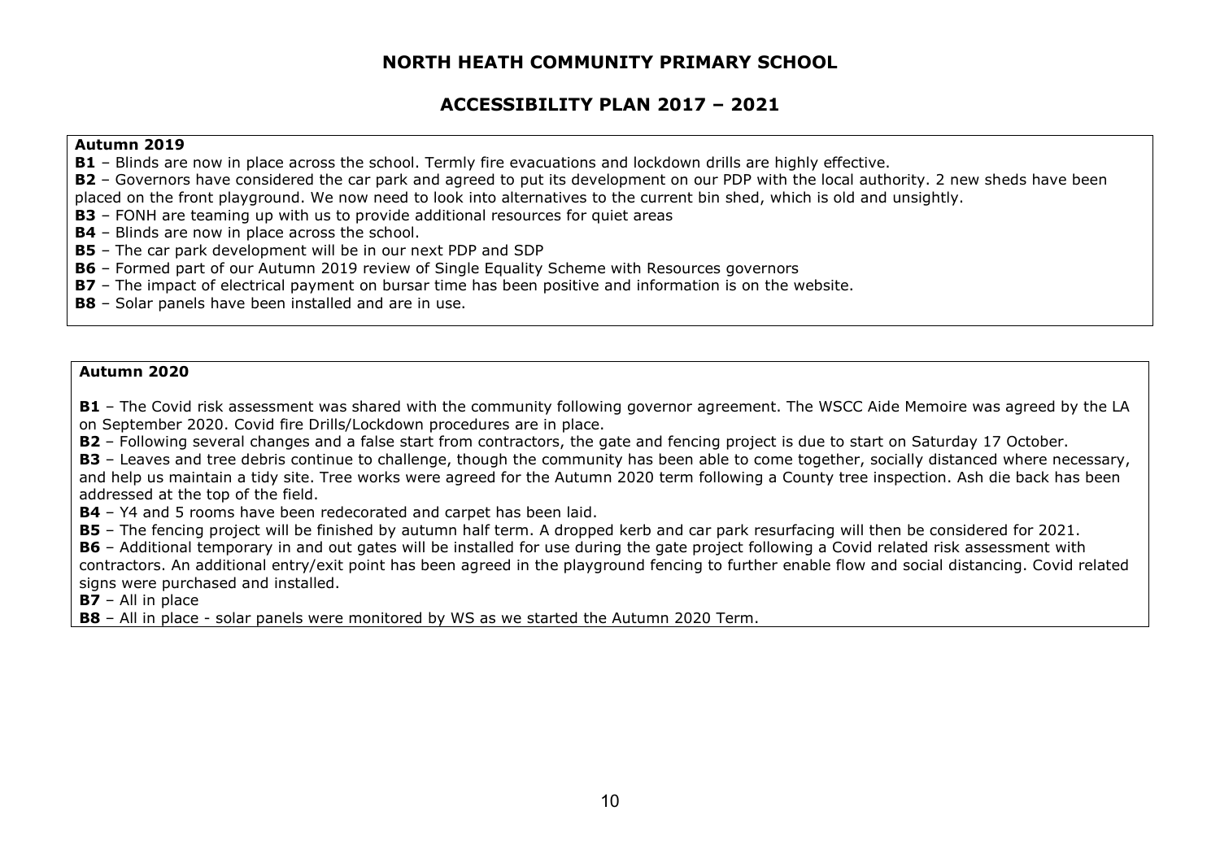# NORTH HEATH COMMUNITY PRIMARY SCHOOL

## ACCESSIBILITY PLAN 2017 – 2021

**Autumn 2019**

**B1** – Blinds are now in place across the school. Termly fire evacuations and lockdown drills are highly effective.
**B2** – Governors have considered the car park and agreed to put its development on our PDP with the local authority. 2 new sheds have been placed on the front playground. We now need to look into alternatives to the current bin shed, which is old and unsightly.
**B3** – FONH are teaming up with us to provide additional resources for quiet areas
**B4** – Blinds are now in place across the school.
**B5** – The car park development will be in our next PDP and SDP
**B6** – Formed part of our Autumn 2019 review of Single Equality Scheme with Resources governors
**B7** – The impact of electrical payment on bursar time has been positive and information is on the website.
**B8** – Solar panels have been installed and are in use.

**Autumn 2020**

**B1** – The Covid risk assessment was shared with the community following governor agreement. The WSCC Aide Memoire was agreed by the LA on September 2020. Covid fire Drills/Lockdown procedures are in place.
**B2** – Following several changes and a false start from contractors, the gate and fencing project is due to start on Saturday 17 October.
**B3** – Leaves and tree debris continue to challenge, though the community has been able to come together, socially distanced where necessary, and help us maintain a tidy site. Tree works were agreed for the Autumn 2020 term following a County tree inspection. Ash die back has been addressed at the top of the field.
**B4** – Y4 and 5 rooms have been redecorated and carpet has been laid.
**B5** – The fencing project will be finished by autumn half term. A dropped kerb and car park resurfacing will then be considered for 2021.
**B6** – Additional temporary in and out gates will be installed for use during the gate project following a Covid related risk assessment with contractors. An additional entry/exit point has been agreed in the playground fencing to further enable flow and social distancing. Covid related signs were purchased and installed.
**B7** – All in place
**B8** – All in place - solar panels were monitored by WS as we started the Autumn 2020 Term.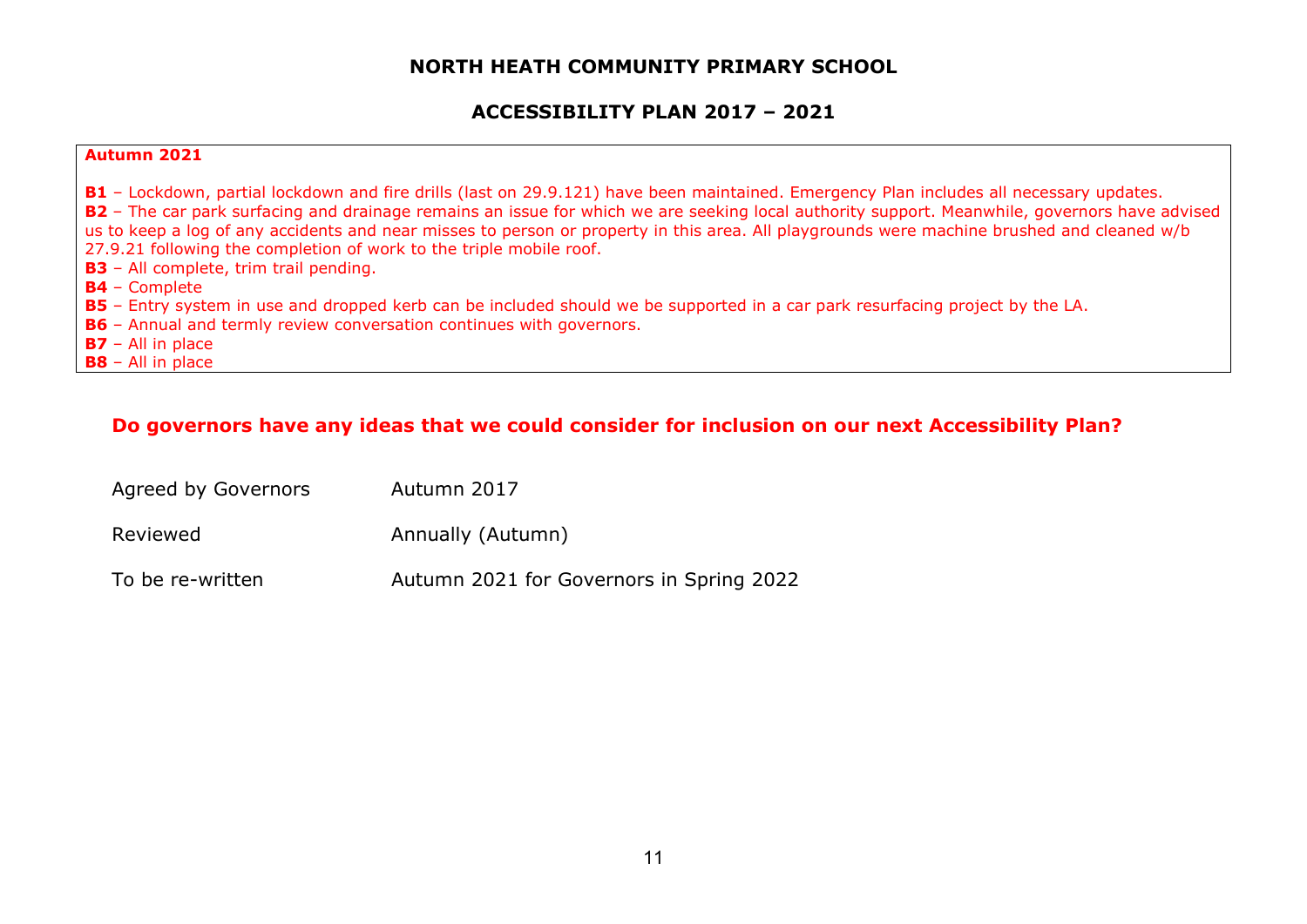# NORTH HEATH COMMUNITY PRIMARY SCHOOL

## ACCESSIBILITY PLAN 2017 – 2021

**Autumn 2021**

**B1** – Lockdown, partial lockdown and fire drills (last on 29.9.121) have been maintained. Emergency Plan includes all necessary updates.
**B2** – The car park surfacing and drainage remains an issue for which we are seeking local authority support. Meanwhile, governors have advised us to keep a log of any accidents and near misses to person or property in this area. All playgrounds were machine brushed and cleaned w/b 27.9.21 following the completion of work to the triple mobile roof.
**B3** – All complete, trim trail pending.
**B4** – Complete
**B5** – Entry system in use and dropped kerb can be included should we be supported in a car park resurfacing project by the LA.
**B6** – Annual and termly review conversation continues with governors.
**B7** – All in place
**B8** – All in place

**Do governors have any ideas that we could consider for inclusion on our next Accessibility Plan?**

| | |
|---|---|
| Agreed by Governors | Autumn 2017 |
| Reviewed | Annually (Autumn) |
| To be re-written | Autumn 2021 for Governors in Spring 2022 |